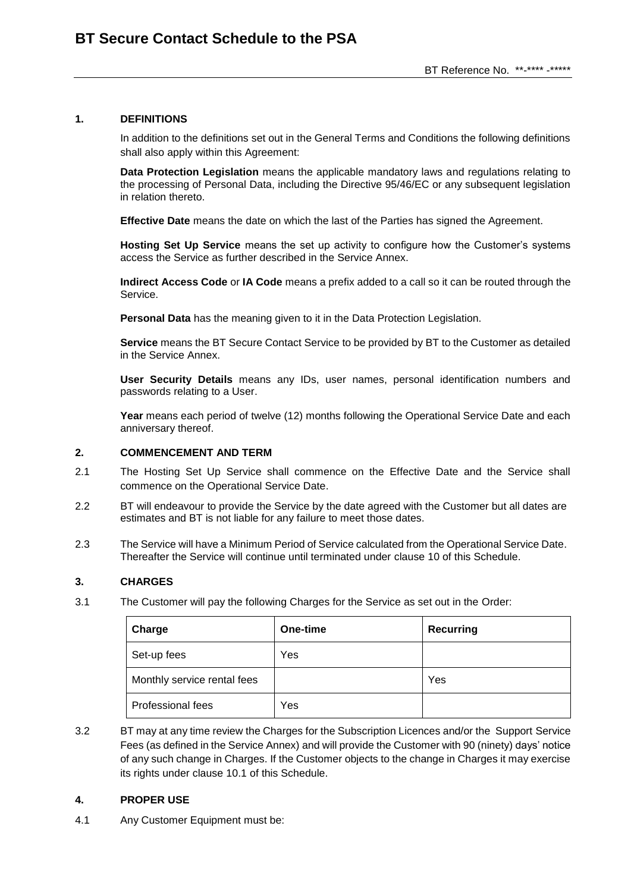# BT Secure Contact Schedule to the PSA

BT Reference No. **-**** -*****

## 1. DEFINITIONS

In addition to the definitions set out in the General Terms and Conditions the following definitions shall also apply within this Agreement:

**Data Protection Legislation** means the applicable mandatory laws and regulations relating to the processing of Personal Data, including the Directive 95/46/EC or any subsequent legislation in relation thereto.

**Effective Date** means the date on which the last of the Parties has signed the Agreement.

**Hosting Set Up Service** means the set up activity to configure how the Customer's systems access the Service as further described in the Service Annex.

**Indirect Access Code** or **IA Code** means a prefix added to a call so it can be routed through the Service.

**Personal Data** has the meaning given to it in the Data Protection Legislation.

**Service** means the BT Secure Contact Service to be provided by BT to the Customer as detailed in the Service Annex.

**User Security Details** means any IDs, user names, personal identification numbers and passwords relating to a User.

**Year** means each period of twelve (12) months following the Operational Service Date and each anniversary thereof.

## 2. COMMENCEMENT AND TERM

2.1 The Hosting Set Up Service shall commence on the Effective Date and the Service shall commence on the Operational Service Date.

2.2 BT will endeavour to provide the Service by the date agreed with the Customer but all dates are estimates and BT is not liable for any failure to meet those dates.

2.3 The Service will have a Minimum Period of Service calculated from the Operational Service Date. Thereafter the Service will continue until terminated under clause 10 of this Schedule.

## 3. CHARGES

3.1 The Customer will pay the following Charges for the Service as set out in the Order:

| Charge | One-time | Recurring |
|---|---|---|
| Set-up fees | Yes | |
| Monthly service rental fees | | Yes |
| Professional fees | Yes | |

3.2 BT may at any time review the Charges for the Subscription Licences and/or the Support Service Fees (as defined in the Service Annex) and will provide the Customer with 90 (ninety) days' notice of any such change in Charges. If the Customer objects to the change in Charges it may exercise its rights under clause 10.1 of this Schedule.

## 4. PROPER USE

4.1 Any Customer Equipment must be: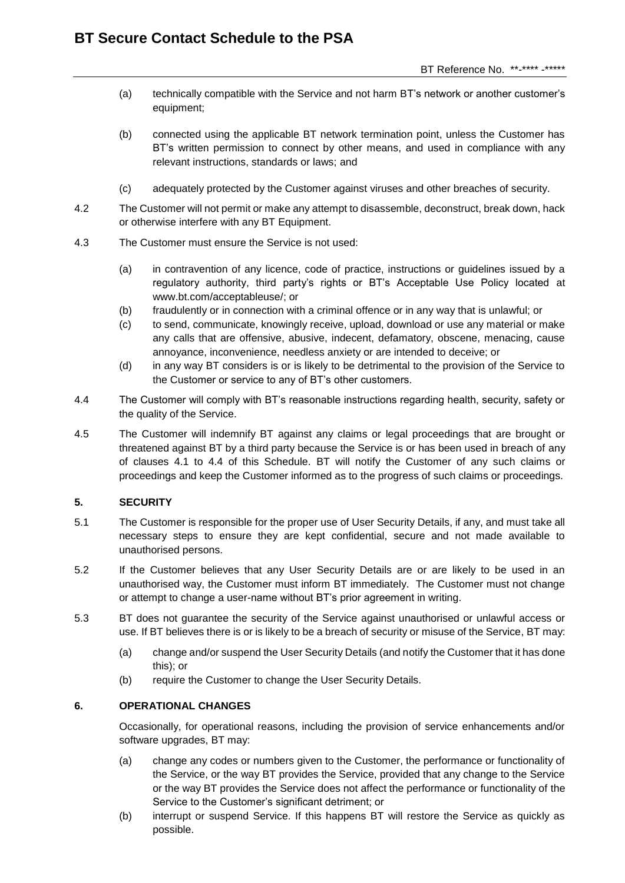(a) technically compatible with the Service and not harm BT's network or another customer's equipment;

(b) connected using the applicable BT network termination point, unless the Customer has BT's written permission to connect by other means, and used in compliance with any relevant instructions, standards or laws; and

(c) adequately protected by the Customer against viruses and other breaches of security.

4.2 The Customer will not permit or make any attempt to disassemble, deconstruct, break down, hack or otherwise interfere with any BT Equipment.

4.3 The Customer must ensure the Service is not used:

(a) in contravention of any licence, code of practice, instructions or guidelines issued by a regulatory authority, third party's rights or BT's Acceptable Use Policy located at www.bt.com/acceptableuse/; or

(b) fraudulently or in connection with a criminal offence or in any way that is unlawful; or

(c) to send, communicate, knowingly receive, upload, download or use any material or make any calls that are offensive, abusive, indecent, defamatory, obscene, menacing, cause annoyance, inconvenience, needless anxiety or are intended to deceive; or

(d) in any way BT considers is or is likely to be detrimental to the provision of the Service to the Customer or service to any of BT's other customers.

4.4 The Customer will comply with BT's reasonable instructions regarding health, security, safety or the quality of the Service.

4.5 The Customer will indemnify BT against any claims or legal proceedings that are brought or threatened against BT by a third party because the Service is or has been used in breach of any of clauses 4.1 to 4.4 of this Schedule. BT will notify the Customer of any such claims or proceedings and keep the Customer informed as to the progress of such claims or proceedings.

## 5. SECURITY

5.1 The Customer is responsible for the proper use of User Security Details, if any, and must take all necessary steps to ensure they are kept confidential, secure and not made available to unauthorised persons.

5.2 If the Customer believes that any User Security Details are or are likely to be used in an unauthorised way, the Customer must inform BT immediately. The Customer must not change or attempt to change a user-name without BT's prior agreement in writing.

5.3 BT does not guarantee the security of the Service against unauthorised or unlawful access or use. If BT believes there is or is likely to be a breach of security or misuse of the Service, BT may:

(a) change and/or suspend the User Security Details (and notify the Customer that it has done this); or

(b) require the Customer to change the User Security Details.

## 6. OPERATIONAL CHANGES

Occasionally, for operational reasons, including the provision of service enhancements and/or software upgrades, BT may:

(a) change any codes or numbers given to the Customer, the performance or functionality of the Service, or the way BT provides the Service, provided that any change to the Service or the way BT provides the Service does not affect the performance or functionality of the Service to the Customer's significant detriment; or

(b) interrupt or suspend Service. If this happens BT will restore the Service as quickly as possible.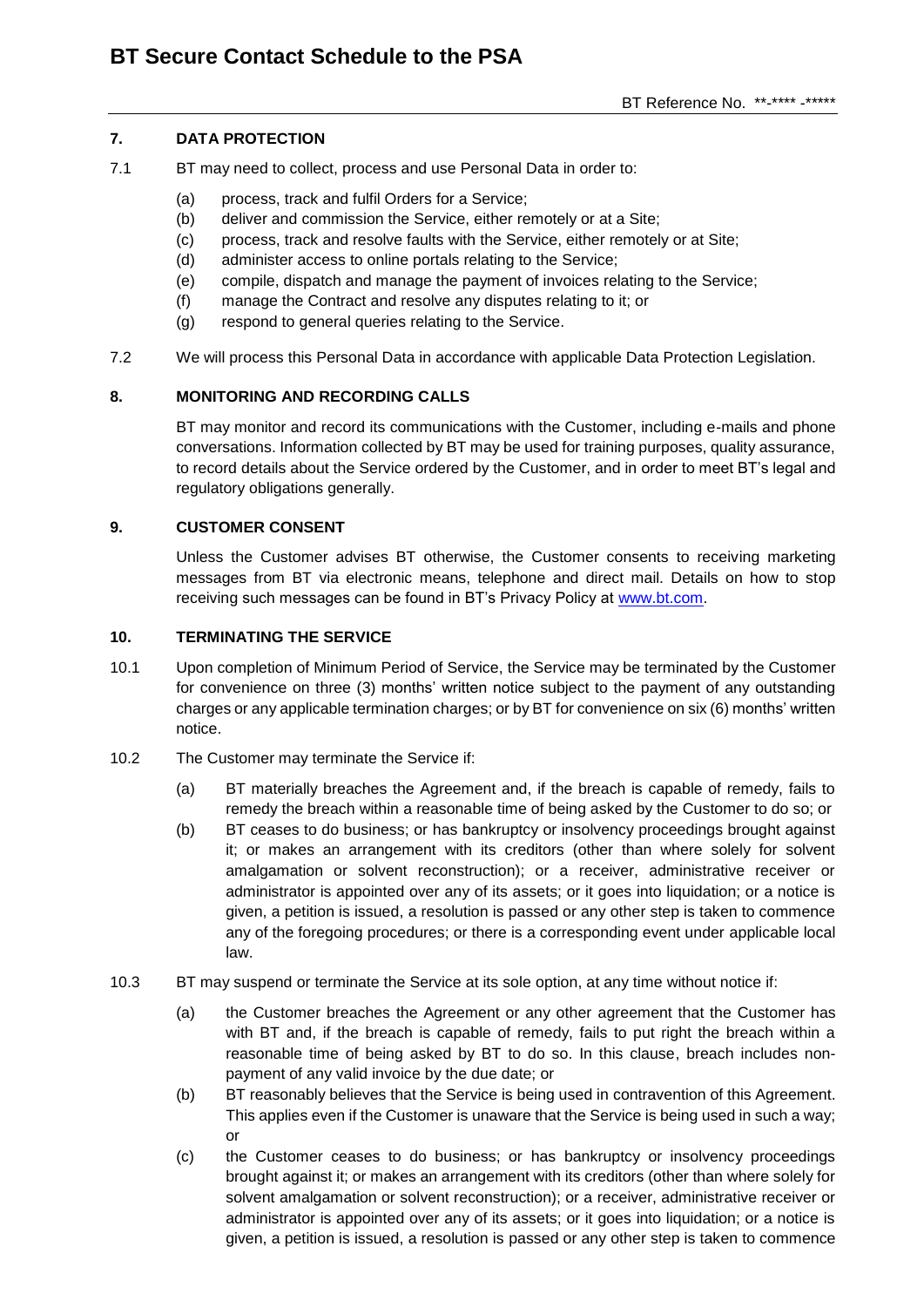## 7. DATA PROTECTION

7.1 BT may need to collect, process and use Personal Data in order to:

(a) process, track and fulfil Orders for a Service;
(b) deliver and commission the Service, either remotely or at a Site;
(c) process, track and resolve faults with the Service, either remotely or at Site;
(d) administer access to online portals relating to the Service;
(e) compile, dispatch and manage the payment of invoices relating to the Service;
(f) manage the Contract and resolve any disputes relating to it; or
(g) respond to general queries relating to the Service.

7.2 We will process this Personal Data in accordance with applicable Data Protection Legislation.

## 8. MONITORING AND RECORDING CALLS

BT may monitor and record its communications with the Customer, including e-mails and phone conversations. Information collected by BT may be used for training purposes, quality assurance, to record details about the Service ordered by the Customer, and in order to meet BT's legal and regulatory obligations generally.

## 9. CUSTOMER CONSENT

Unless the Customer advises BT otherwise, the Customer consents to receiving marketing messages from BT via electronic means, telephone and direct mail. Details on how to stop receiving such messages can be found in BT's Privacy Policy at www.bt.com.

## 10. TERMINATING THE SERVICE

10.1 Upon completion of Minimum Period of Service, the Service may be terminated by the Customer for convenience on three (3) months' written notice subject to the payment of any outstanding charges or any applicable termination charges; or by BT for convenience on six (6) months' written notice.

10.2 The Customer may terminate the Service if:

(a) BT materially breaches the Agreement and, if the breach is capable of remedy, fails to remedy the breach within a reasonable time of being asked by the Customer to do so; or
(b) BT ceases to do business; or has bankruptcy or insolvency proceedings brought against it; or makes an arrangement with its creditors (other than where solely for solvent amalgamation or solvent reconstruction); or a receiver, administrative receiver or administrator is appointed over any of its assets; or it goes into liquidation; or a notice is given, a petition is issued, a resolution is passed or any other step is taken to commence any of the foregoing procedures; or there is a corresponding event under applicable local law.

10.3 BT may suspend or terminate the Service at its sole option, at any time without notice if:

(a) the Customer breaches the Agreement or any other agreement that the Customer has with BT and, if the breach is capable of remedy, fails to put right the breach within a reasonable time of being asked by BT to do so. In this clause, breach includes non-payment of any valid invoice by the due date; or
(b) BT reasonably believes that the Service is being used in contravention of this Agreement. This applies even if the Customer is unaware that the Service is being used in such a way; or
(c) the Customer ceases to do business; or has bankruptcy or insolvency proceedings brought against it; or makes an arrangement with its creditors (other than where solely for solvent amalgamation or solvent reconstruction); or a receiver, administrative receiver or administrator is appointed over any of its assets; or it goes into liquidation; or a notice is given, a petition is issued, a resolution is passed or any other step is taken to commence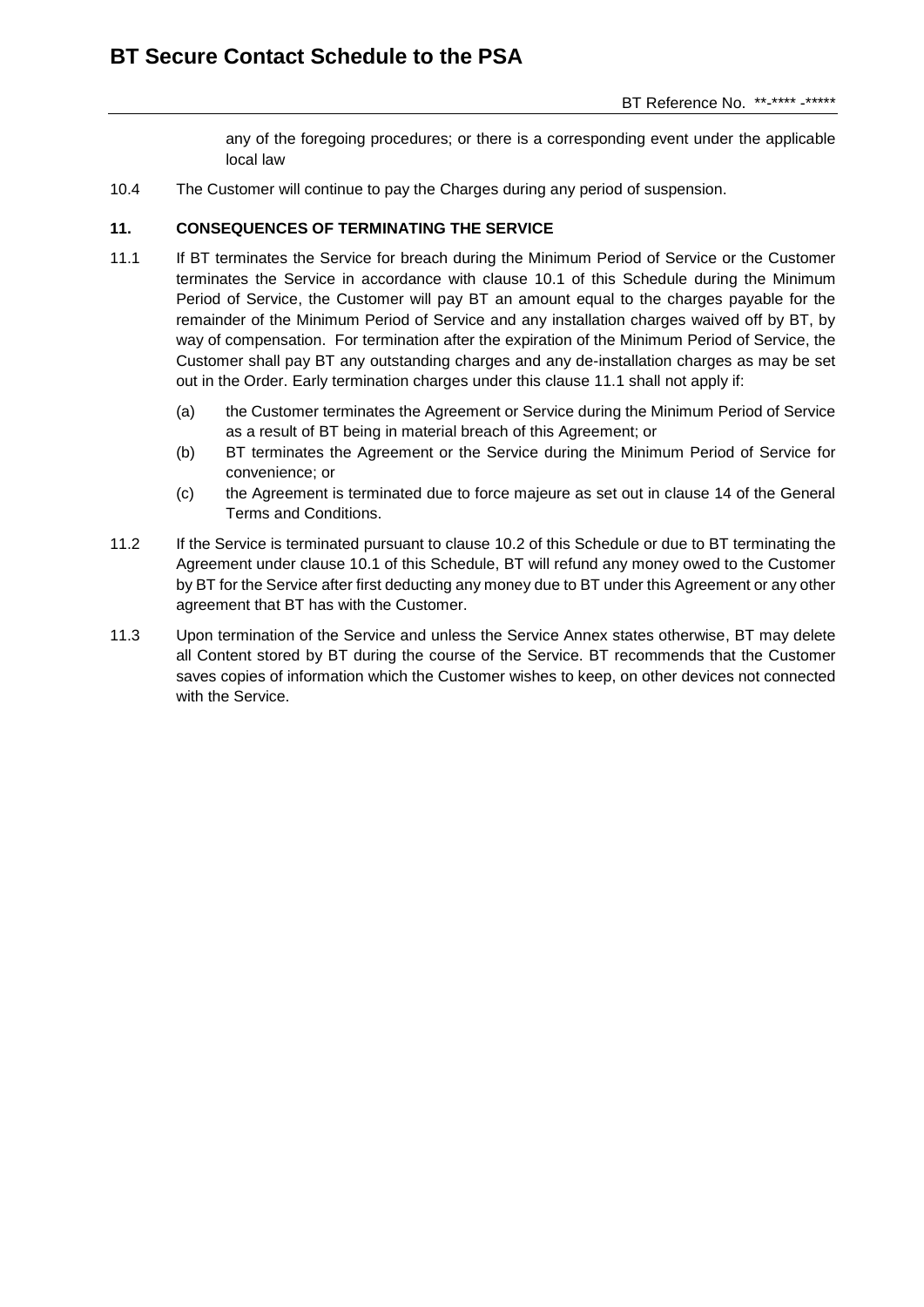any of the foregoing procedures; or there is a corresponding event under the applicable local law

10.4 The Customer will continue to pay the Charges during any period of suspension.

## 11. CONSEQUENCES OF TERMINATING THE SERVICE

11.1 If BT terminates the Service for breach during the Minimum Period of Service or the Customer terminates the Service in accordance with clause 10.1 of this Schedule during the Minimum Period of Service, the Customer will pay BT an amount equal to the charges payable for the remainder of the Minimum Period of Service and any installation charges waived off by BT, by way of compensation. For termination after the expiration of the Minimum Period of Service, the Customer shall pay BT any outstanding charges and any de-installation charges as may be set out in the Order. Early termination charges under this clause 11.1 shall not apply if:

(a) the Customer terminates the Agreement or Service during the Minimum Period of Service as a result of BT being in material breach of this Agreement; or

(b) BT terminates the Agreement or the Service during the Minimum Period of Service for convenience; or

(c) the Agreement is terminated due to force majeure as set out in clause 14 of the General Terms and Conditions.

11.2 If the Service is terminated pursuant to clause 10.2 of this Schedule or due to BT terminating the Agreement under clause 10.1 of this Schedule, BT will refund any money owed to the Customer by BT for the Service after first deducting any money due to BT under this Agreement or any other agreement that BT has with the Customer.

11.3 Upon termination of the Service and unless the Service Annex states otherwise, BT may delete all Content stored by BT during the course of the Service. BT recommends that the Customer saves copies of information which the Customer wishes to keep, on other devices not connected with the Service.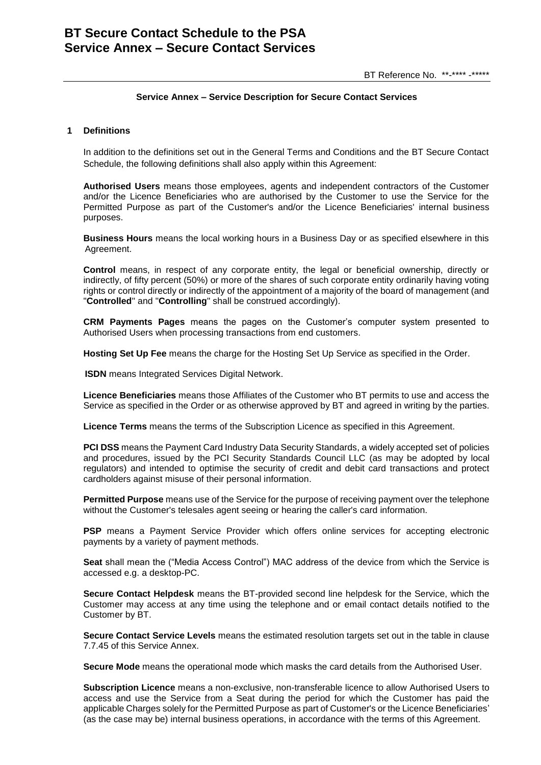**Service Annex – Service Description for Secure Contact Services**

## 1 Definitions

In addition to the definitions set out in the General Terms and Conditions and the BT Secure Contact Schedule, the following definitions shall also apply within this Agreement:

**Authorised Users** means those employees, agents and independent contractors of the Customer and/or the Licence Beneficiaries who are authorised by the Customer to use the Service for the Permitted Purpose as part of the Customer's and/or the Licence Beneficiaries' internal business purposes.

**Business Hours** means the local working hours in a Business Day or as specified elsewhere in this Agreement.

**Control** means, in respect of any corporate entity, the legal or beneficial ownership, directly or indirectly, of fifty percent (50%) or more of the shares of such corporate entity ordinarily having voting rights or control directly or indirectly of the appointment of a majority of the board of management (and "**Controlled**" and "**Controlling**" shall be construed accordingly).

**CRM Payments Pages** means the pages on the Customer's computer system presented to Authorised Users when processing transactions from end customers.

**Hosting Set Up Fee** means the charge for the Hosting Set Up Service as specified in the Order.

**ISDN** means Integrated Services Digital Network.

**Licence Beneficiaries** means those Affiliates of the Customer who BT permits to use and access the Service as specified in the Order or as otherwise approved by BT and agreed in writing by the parties.

**Licence Terms** means the terms of the Subscription Licence as specified in this Agreement.

**PCI DSS** means the Payment Card Industry Data Security Standards, a widely accepted set of policies and procedures, issued by the PCI Security Standards Council LLC (as may be adopted by local regulators) and intended to optimise the security of credit and debit card transactions and protect cardholders against misuse of their personal information.

**Permitted Purpose** means use of the Service for the purpose of receiving payment over the telephone without the Customer's telesales agent seeing or hearing the caller's card information.

**PSP** means a Payment Service Provider which offers online services for accepting electronic payments by a variety of payment methods.

**Seat** shall mean the ("Media Access Control") MAC address of the device from which the Service is accessed e.g. a desktop-PC.

**Secure Contact Helpdesk** means the BT-provided second line helpdesk for the Service, which the Customer may access at any time using the telephone and or email contact details notified to the Customer by BT.

**Secure Contact Service Levels** means the estimated resolution targets set out in the table in clause 7.7.45 of this Service Annex.

**Secure Mode** means the operational mode which masks the card details from the Authorised User.

**Subscription Licence** means a non-exclusive, non-transferable licence to allow Authorised Users to access and use the Service from a Seat during the period for which the Customer has paid the applicable Charges solely for the Permitted Purpose as part of Customer's or the Licence Beneficiaries' (as the case may be) internal business operations, in accordance with the terms of this Agreement.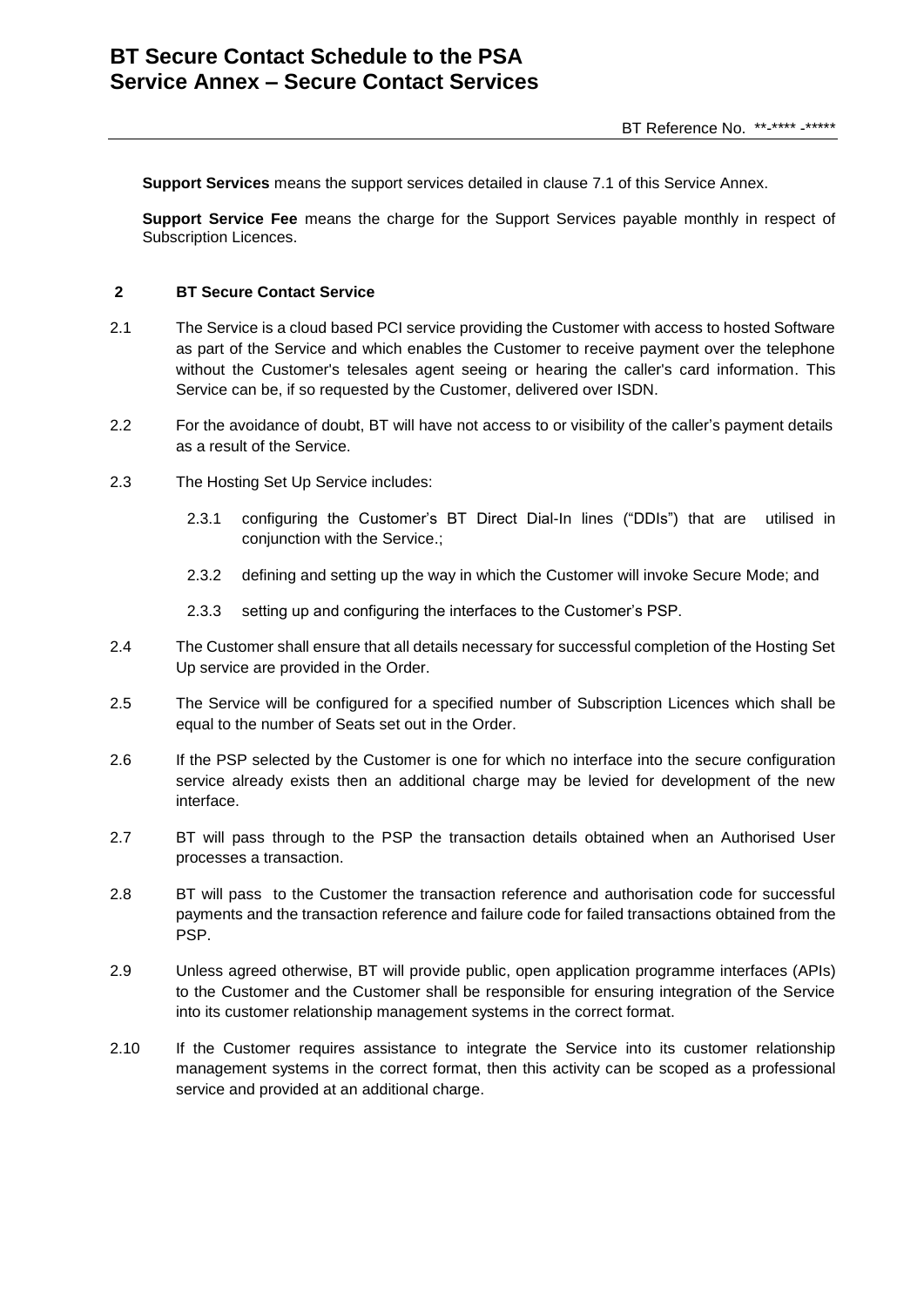**Support Services** means the support services detailed in clause 7.1 of this Service Annex.

**Support Service Fee** means the charge for the Support Services payable monthly in respect of Subscription Licences.

## 2 BT Secure Contact Service

2.1 The Service is a cloud based PCI service providing the Customer with access to hosted Software as part of the Service and which enables the Customer to receive payment over the telephone without the Customer's telesales agent seeing or hearing the caller's card information. This Service can be, if so requested by the Customer, delivered over ISDN.

2.2 For the avoidance of doubt, BT will have not access to or visibility of the caller's payment details as a result of the Service.

2.3 The Hosting Set Up Service includes:

2.3.1 configuring the Customer's BT Direct Dial-In lines ("DDIs") that are utilised in conjunction with the Service.;

2.3.2 defining and setting up the way in which the Customer will invoke Secure Mode; and

2.3.3 setting up and configuring the interfaces to the Customer's PSP.

2.4 The Customer shall ensure that all details necessary for successful completion of the Hosting Set Up service are provided in the Order.

2.5 The Service will be configured for a specified number of Subscription Licences which shall be equal to the number of Seats set out in the Order.

2.6 If the PSP selected by the Customer is one for which no interface into the secure configuration service already exists then an additional charge may be levied for development of the new interface.

2.7 BT will pass through to the PSP the transaction details obtained when an Authorised User processes a transaction.

2.8 BT will pass to the Customer the transaction reference and authorisation code for successful payments and the transaction reference and failure code for failed transactions obtained from the PSP.

2.9 Unless agreed otherwise, BT will provide public, open application programme interfaces (APIs) to the Customer and the Customer shall be responsible for ensuring integration of the Service into its customer relationship management systems in the correct format.

2.10 If the Customer requires assistance to integrate the Service into its customer relationship management systems in the correct format, then this activity can be scoped as a professional service and provided at an additional charge.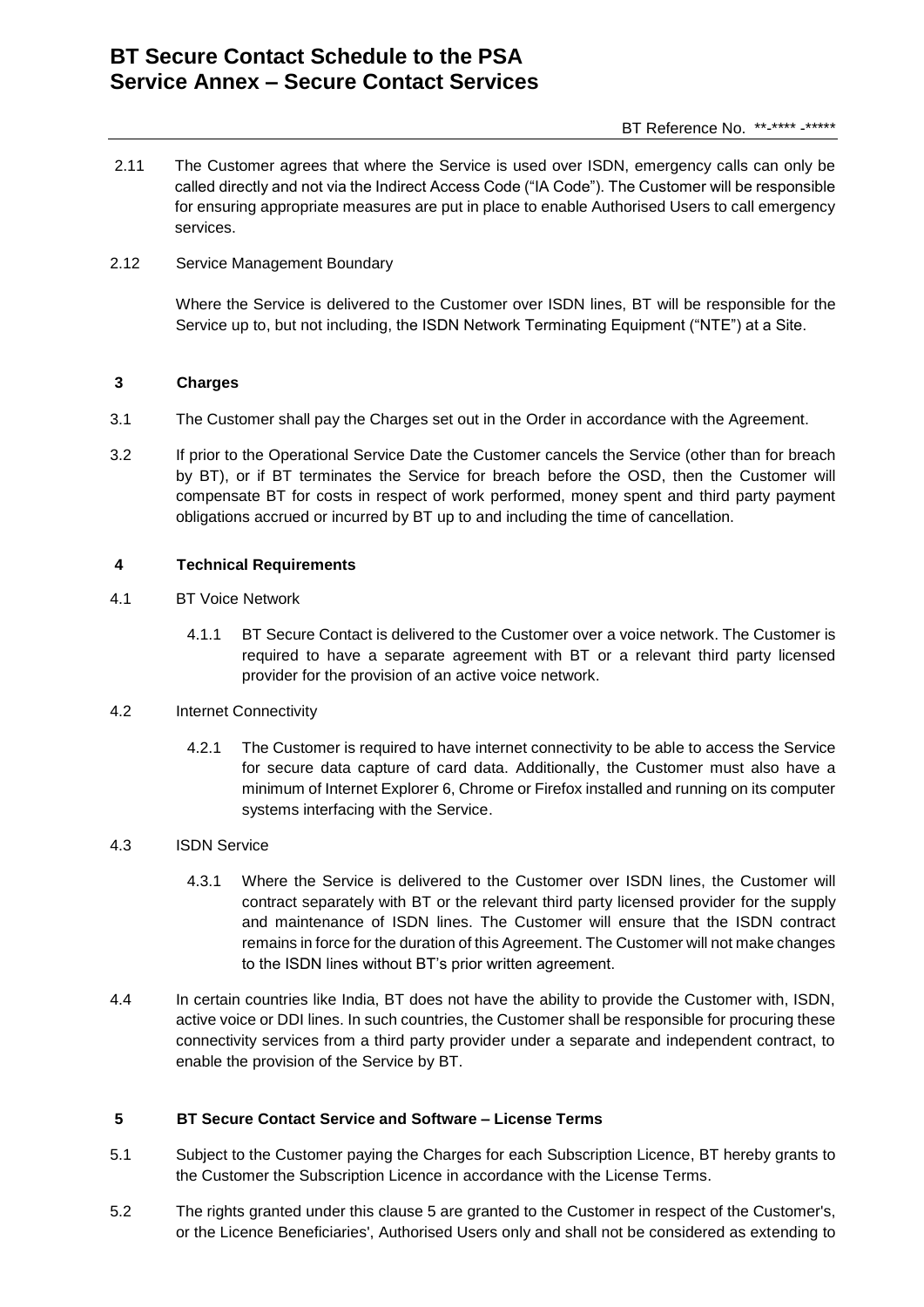2.11 The Customer agrees that where the Service is used over ISDN, emergency calls can only be called directly and not via the Indirect Access Code ("IA Code"). The Customer will be responsible for ensuring appropriate measures are put in place to enable Authorised Users to call emergency services.

2.12 Service Management Boundary

Where the Service is delivered to the Customer over ISDN lines, BT will be responsible for the Service up to, but not including, the ISDN Network Terminating Equipment ("NTE") at a Site.

## 3 Charges

3.1 The Customer shall pay the Charges set out in the Order in accordance with the Agreement.

3.2 If prior to the Operational Service Date the Customer cancels the Service (other than for breach by BT), or if BT terminates the Service for breach before the OSD, then the Customer will compensate BT for costs in respect of work performed, money spent and third party payment obligations accrued or incurred by BT up to and including the time of cancellation.

## 4 Technical Requirements

4.1 BT Voice Network

4.1.1 BT Secure Contact is delivered to the Customer over a voice network. The Customer is required to have a separate agreement with BT or a relevant third party licensed provider for the provision of an active voice network.

4.2 Internet Connectivity

4.2.1 The Customer is required to have internet connectivity to be able to access the Service for secure data capture of card data. Additionally, the Customer must also have a minimum of Internet Explorer 6, Chrome or Firefox installed and running on its computer systems interfacing with the Service.

4.3 ISDN Service

4.3.1 Where the Service is delivered to the Customer over ISDN lines, the Customer will contract separately with BT or the relevant third party licensed provider for the supply and maintenance of ISDN lines. The Customer will ensure that the ISDN contract remains in force for the duration of this Agreement. The Customer will not make changes to the ISDN lines without BT's prior written agreement.

4.4 In certain countries like India, BT does not have the ability to provide the Customer with, ISDN, active voice or DDI lines. In such countries, the Customer shall be responsible for procuring these connectivity services from a third party provider under a separate and independent contract, to enable the provision of the Service by BT.

## 5 BT Secure Contact Service and Software – License Terms

5.1 Subject to the Customer paying the Charges for each Subscription Licence, BT hereby grants to the Customer the Subscription Licence in accordance with the License Terms.

5.2 The rights granted under this clause 5 are granted to the Customer in respect of the Customer's, or the Licence Beneficiaries', Authorised Users only and shall not be considered as extending to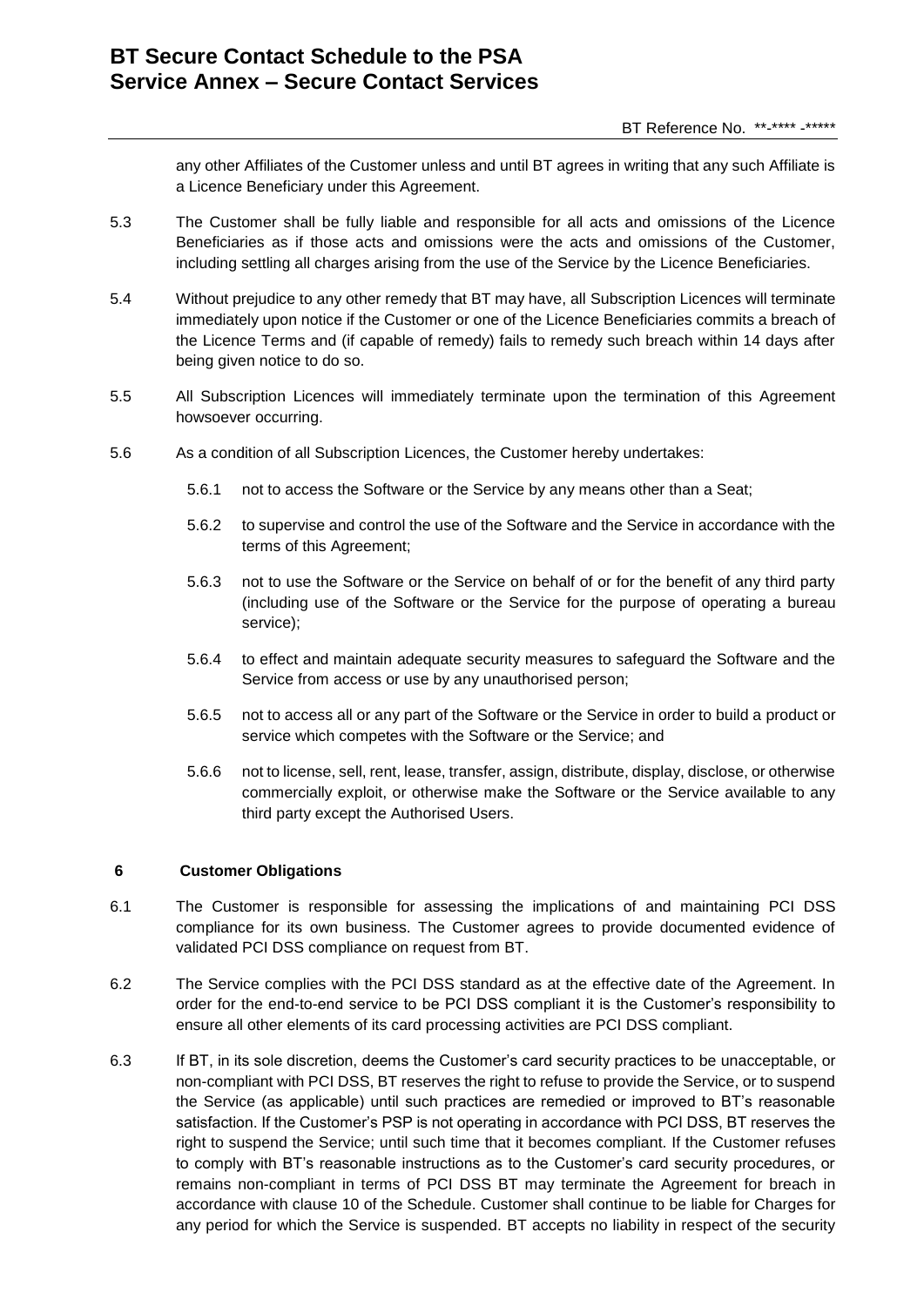any other Affiliates of the Customer unless and until BT agrees in writing that any such Affiliate is a Licence Beneficiary under this Agreement.

5.3 The Customer shall be fully liable and responsible for all acts and omissions of the Licence Beneficiaries as if those acts and omissions were the acts and omissions of the Customer, including settling all charges arising from the use of the Service by the Licence Beneficiaries.

5.4 Without prejudice to any other remedy that BT may have, all Subscription Licences will terminate immediately upon notice if the Customer or one of the Licence Beneficiaries commits a breach of the Licence Terms and (if capable of remedy) fails to remedy such breach within 14 days after being given notice to do so.

5.5 All Subscription Licences will immediately terminate upon the termination of this Agreement howsoever occurring.

5.6 As a condition of all Subscription Licences, the Customer hereby undertakes:

5.6.1 not to access the Software or the Service by any means other than a Seat;

5.6.2 to supervise and control the use of the Software and the Service in accordance with the terms of this Agreement;

5.6.3 not to use the Software or the Service on behalf of or for the benefit of any third party (including use of the Software or the Service for the purpose of operating a bureau service);

5.6.4 to effect and maintain adequate security measures to safeguard the Software and the Service from access or use by any unauthorised person;

5.6.5 not to access all or any part of the Software or the Service in order to build a product or service which competes with the Software or the Service; and

5.6.6 not to license, sell, rent, lease, transfer, assign, distribute, display, disclose, or otherwise commercially exploit, or otherwise make the Software or the Service available to any third party except the Authorised Users.

## 6 Customer Obligations

6.1 The Customer is responsible for assessing the implications of and maintaining PCI DSS compliance for its own business. The Customer agrees to provide documented evidence of validated PCI DSS compliance on request from BT.

6.2 The Service complies with the PCI DSS standard as at the effective date of the Agreement. In order for the end-to-end service to be PCI DSS compliant it is the Customer's responsibility to ensure all other elements of its card processing activities are PCI DSS compliant.

6.3 If BT, in its sole discretion, deems the Customer's card security practices to be unacceptable, or non-compliant with PCI DSS, BT reserves the right to refuse to provide the Service, or to suspend the Service (as applicable) until such practices are remedied or improved to BT's reasonable satisfaction. If the Customer's PSP is not operating in accordance with PCI DSS, BT reserves the right to suspend the Service; until such time that it becomes compliant. If the Customer refuses to comply with BT's reasonable instructions as to the Customer's card security procedures, or remains non-compliant in terms of PCI DSS BT may terminate the Agreement for breach in accordance with clause 10 of the Schedule. Customer shall continue to be liable for Charges for any period for which the Service is suspended. BT accepts no liability in respect of the security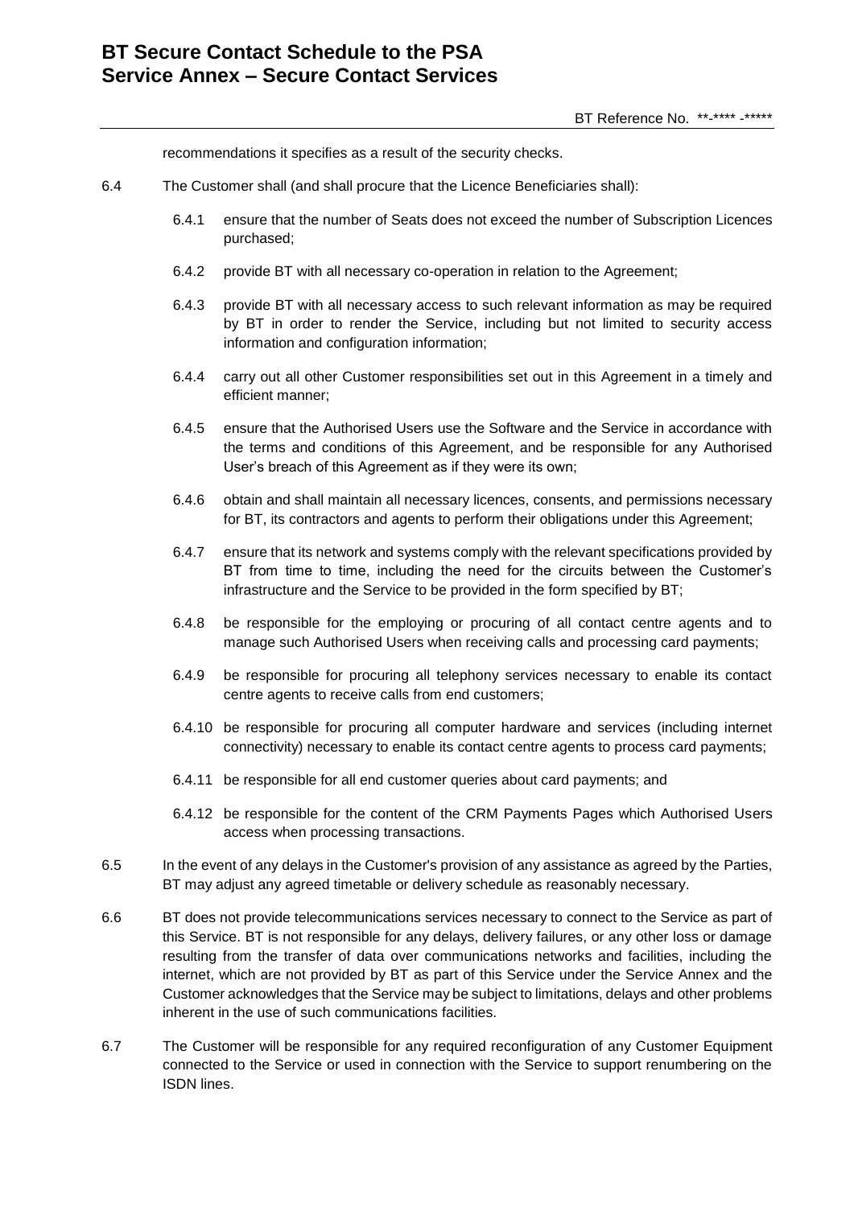recommendations it specifies as a result of the security checks.

6.4 The Customer shall (and shall procure that the Licence Beneficiaries shall):

6.4.1 ensure that the number of Seats does not exceed the number of Subscription Licences purchased;

6.4.2 provide BT with all necessary co-operation in relation to the Agreement;

6.4.3 provide BT with all necessary access to such relevant information as may be required by BT in order to render the Service, including but not limited to security access information and configuration information;

6.4.4 carry out all other Customer responsibilities set out in this Agreement in a timely and efficient manner;

6.4.5 ensure that the Authorised Users use the Software and the Service in accordance with the terms and conditions of this Agreement, and be responsible for any Authorised User's breach of this Agreement as if they were its own;

6.4.6 obtain and shall maintain all necessary licences, consents, and permissions necessary for BT, its contractors and agents to perform their obligations under this Agreement;

6.4.7 ensure that its network and systems comply with the relevant specifications provided by BT from time to time, including the need for the circuits between the Customer's infrastructure and the Service to be provided in the form specified by BT;

6.4.8 be responsible for the employing or procuring of all contact centre agents and to manage such Authorised Users when receiving calls and processing card payments;

6.4.9 be responsible for procuring all telephony services necessary to enable its contact centre agents to receive calls from end customers;

6.4.10 be responsible for procuring all computer hardware and services (including internet connectivity) necessary to enable its contact centre agents to process card payments;

6.4.11 be responsible for all end customer queries about card payments; and

6.4.12 be responsible for the content of the CRM Payments Pages which Authorised Users access when processing transactions.

6.5 In the event of any delays in the Customer's provision of any assistance as agreed by the Parties, BT may adjust any agreed timetable or delivery schedule as reasonably necessary.

6.6 BT does not provide telecommunications services necessary to connect to the Service as part of this Service. BT is not responsible for any delays, delivery failures, or any other loss or damage resulting from the transfer of data over communications networks and facilities, including the internet, which are not provided by BT as part of this Service under the Service Annex and the Customer acknowledges that the Service may be subject to limitations, delays and other problems inherent in the use of such communications facilities.

6.7 The Customer will be responsible for any required reconfiguration of any Customer Equipment connected to the Service or used in connection with the Service to support renumbering on the ISDN lines.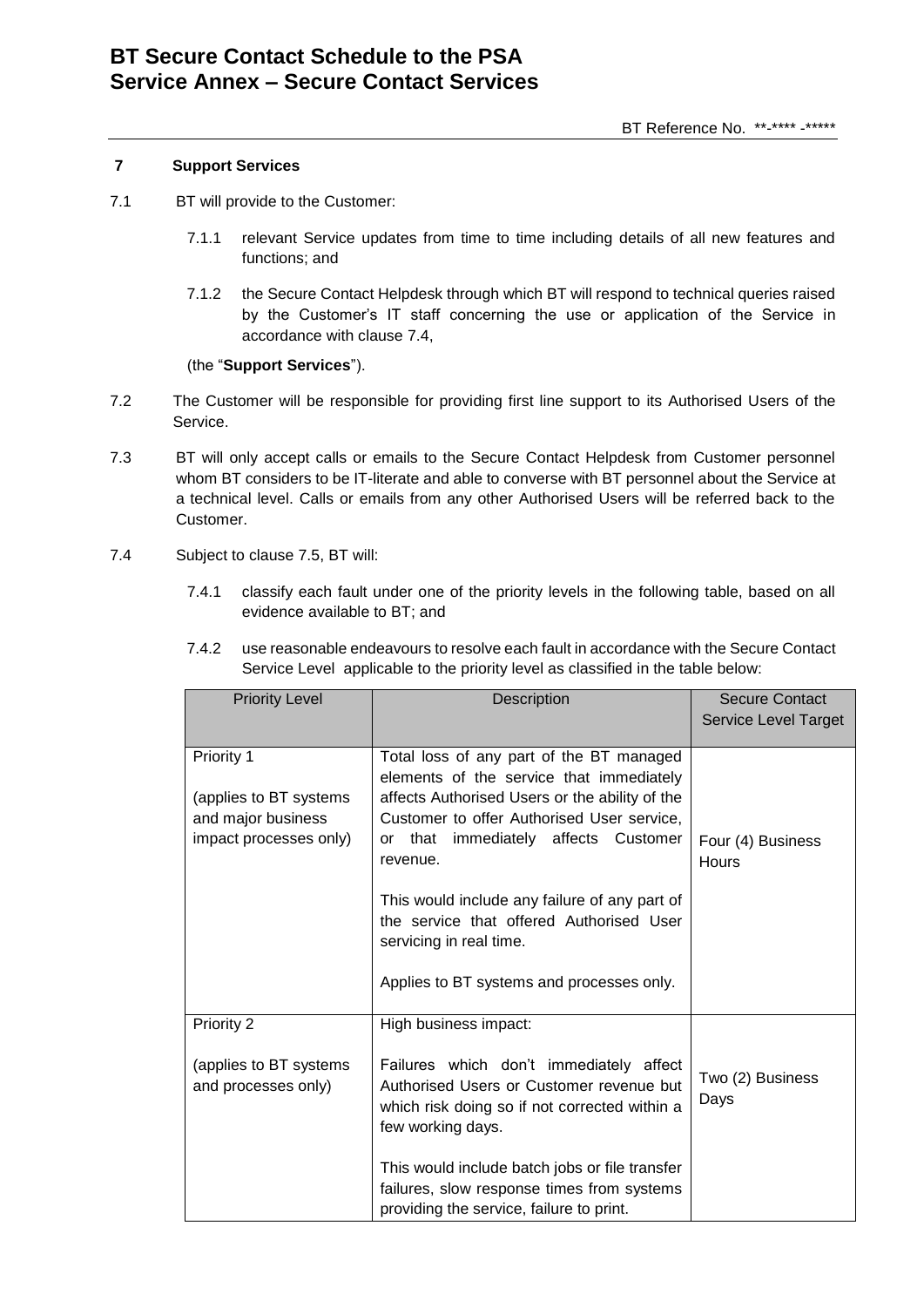## 7 Support Services

7.1 BT will provide to the Customer:

7.1.1 relevant Service updates from time to time including details of all new features and functions; and

7.1.2 the Secure Contact Helpdesk through which BT will respond to technical queries raised by the Customer's IT staff concerning the use or application of the Service in accordance with clause 7.4,

(the "**Support Services**").

7.2 The Customer will be responsible for providing first line support to its Authorised Users of the Service.

7.3 BT will only accept calls or emails to the Secure Contact Helpdesk from Customer personnel whom BT considers to be IT-literate and able to converse with BT personnel about the Service at a technical level. Calls or emails from any other Authorised Users will be referred back to the Customer.

7.4 Subject to clause 7.5, BT will:

7.4.1 classify each fault under one of the priority levels in the following table, based on all evidence available to BT; and

7.4.2 use reasonable endeavours to resolve each fault in accordance with the Secure Contact Service Level applicable to the priority level as classified in the table below:

| Priority Level | Description | Secure Contact Service Level Target |
|---|---|---|
| Priority 1<br><br>(applies to BT systems and major business impact processes only) | Total loss of any part of the BT managed elements of the service that immediately affects Authorised Users or the ability of the Customer to offer Authorised User service, or that immediately affects Customer revenue.<br><br>This would include any failure of any part of the service that offered Authorised User servicing in real time.<br><br>Applies to BT systems and processes only. | Four (4) Business Hours |
| Priority 2<br><br>(applies to BT systems and processes only) | High business impact:<br><br>Failures which don't immediately affect Authorised Users or Customer revenue but which risk doing so if not corrected within a few working days.<br><br>This would include batch jobs or file transfer failures, slow response times from systems providing the service, failure to print. | Two (2) Business Days |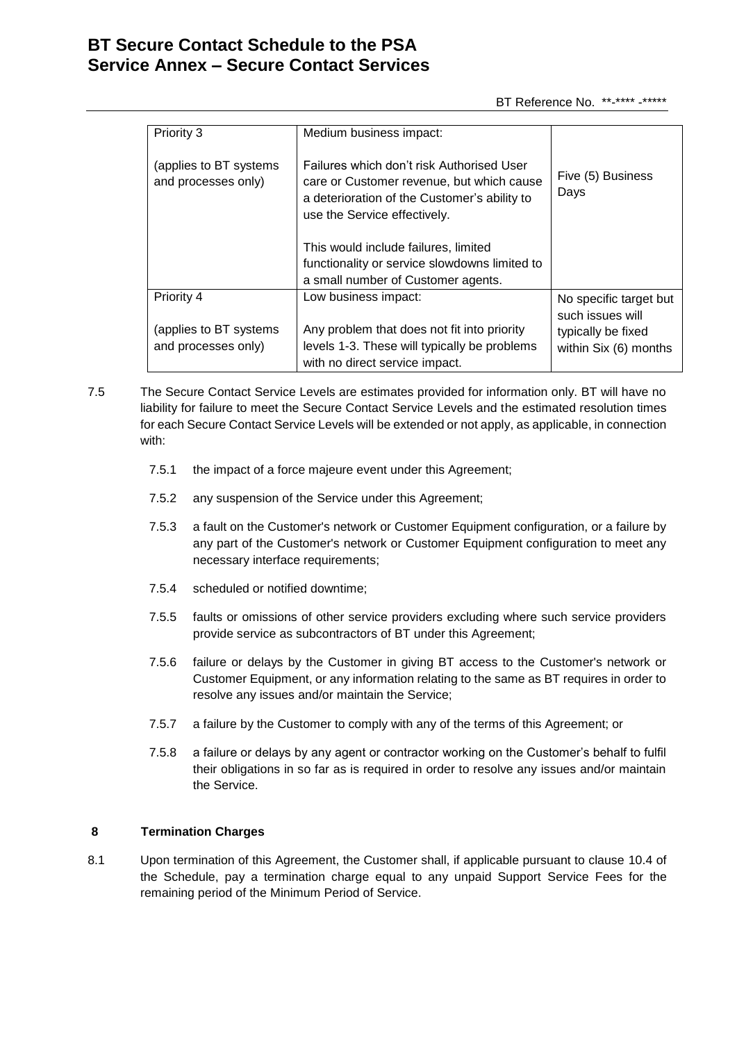| | | |
|---|---|---|
| Priority 3<br><br>(applies to BT systems and processes only) | Medium business impact:<br><br>Failures which don't risk Authorised User care or Customer revenue, but which cause a deterioration of the Customer's ability to use the Service effectively.<br><br>This would include failures, limited functionality or service slowdowns limited to a small number of Customer agents. | Five (5) Business Days |
| Priority 4<br><br>(applies to BT systems and processes only) | Low business impact:<br><br>Any problem that does not fit into priority levels 1-3. These will typically be problems with no direct service impact. | No specific target but such issues will typically be fixed within Six (6) months |

7.5 The Secure Contact Service Levels are estimates provided for information only. BT will have no liability for failure to meet the Secure Contact Service Levels and the estimated resolution times for each Secure Contact Service Levels will be extended or not apply, as applicable, in connection with:

7.5.1 the impact of a force majeure event under this Agreement;

7.5.2 any suspension of the Service under this Agreement;

7.5.3 a fault on the Customer's network or Customer Equipment configuration, or a failure by any part of the Customer's network or Customer Equipment configuration to meet any necessary interface requirements;

7.5.4 scheduled or notified downtime;

7.5.5 faults or omissions of other service providers excluding where such service providers provide service as subcontractors of BT under this Agreement;

7.5.6 failure or delays by the Customer in giving BT access to the Customer's network or Customer Equipment, or any information relating to the same as BT requires in order to resolve any issues and/or maintain the Service;

7.5.7 a failure by the Customer to comply with any of the terms of this Agreement; or

7.5.8 a failure or delays by any agent or contractor working on the Customer's behalf to fulfil their obligations in so far as is required in order to resolve any issues and/or maintain the Service.

## 8 Termination Charges

8.1 Upon termination of this Agreement, the Customer shall, if applicable pursuant to clause 10.4 of the Schedule, pay a termination charge equal to any unpaid Support Service Fees for the remaining period of the Minimum Period of Service.